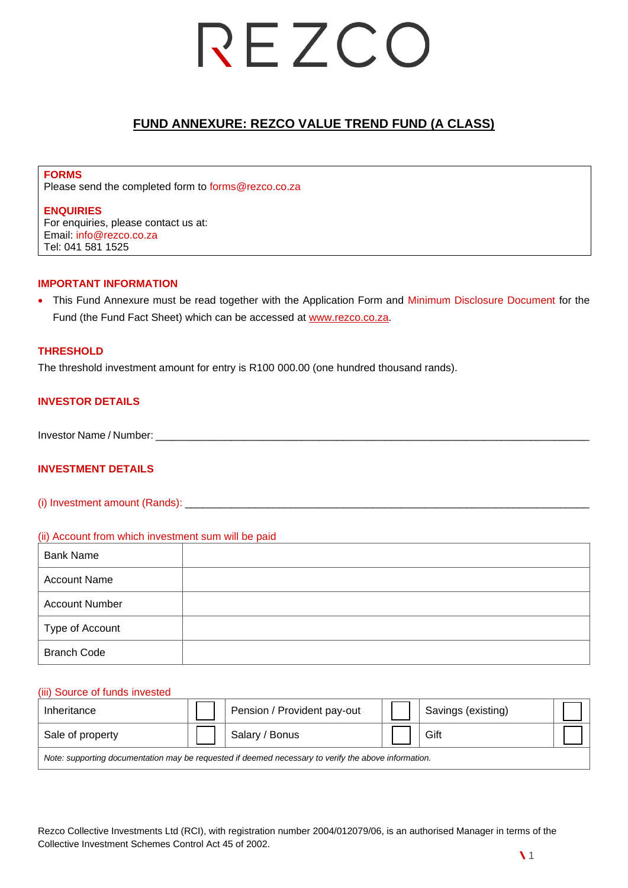# REZCO

## FUND ANNEXURE: REZCO VALUE TREND FUND (A CLASS)

**FORMS**
Please send the completed form to forms@rezco.co.za

**ENQUIRIES**
For enquiries, please contact us at:
Email: info@rezco.co.za
Tel: 041 581 1525

### IMPORTANT INFORMATION

- This Fund Annexure must be read together with the Application Form and Minimum Disclosure Document for the Fund (the Fund Fact Sheet) which can be accessed at www.rezco.co.za.

### THRESHOLD

The threshold investment amount for entry is R100 000.00 (one hundred thousand rands).

### INVESTOR DETAILS

Investor Name / Number: ______________________________________________________________________

### INVESTMENT DETAILS

(i) Investment amount (Rands): ______________________________________________________________

(ii) Account from which investment sum will be paid

| Bank Name | |
|---|---|
| Account Name | |
| Account Number | |
| Type of Account | |
| Branch Code | |

(iii) Source of funds invested

| Inheritance | ☐ | Pension / Provident pay-out | ☐ | Savings (existing) | ☐ |
|---|---|---|---|---|---|
| Sale of property | ☐ | Salary / Bonus | ☐ | Gift | ☐ |
| *Note: supporting documentation may be requested if deemed necessary to verify the above information.* | | | | | |

Rezco Collective Investments Ltd (RCI), with registration number 2004/012079/06, is an authorised Manager in terms of the Collective Investment Schemes Control Act 45 of 2002.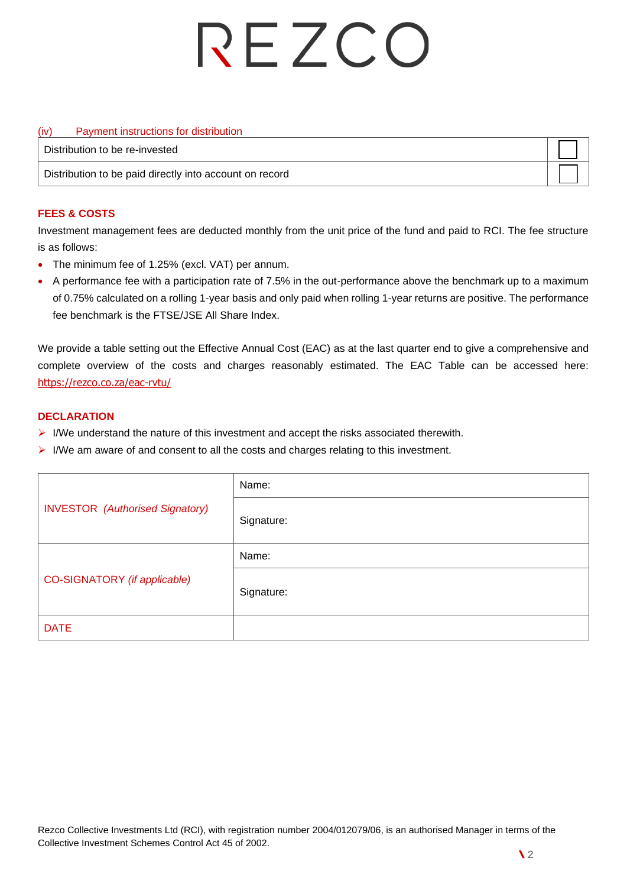# REZCO

(iv) Payment instructions for distribution

| | |
|---|---|
| Distribution to be re-invested | ☐ |
| Distribution to be paid directly into account on record | ☐ |

## FEES & COSTS

Investment management fees are deducted monthly from the unit price of the fund and paid to RCI. The fee structure is as follows:

- The minimum fee of 1.25% (excl. VAT) per annum.
- A performance fee with a participation rate of 7.5% in the out-performance above the benchmark up to a maximum of 0.75% calculated on a rolling 1-year basis and only paid when rolling 1-year returns are positive. The performance fee benchmark is the FTSE/JSE All Share Index.

We provide a table setting out the Effective Annual Cost (EAC) as at the last quarter end to give a comprehensive and complete overview of the costs and charges reasonably estimated. The EAC Table can be accessed here: https://rezco.co.za/eac-rvtu/

## DECLARATION

- I/We understand the nature of this investment and accept the risks associated therewith.
- I/We am aware of and consent to all the costs and charges relating to this investment.

| | |
|---|---|
| INVESTOR *(Authorised Signatory)* | Name: |
| | Signature: |
| CO-SIGNATORY *(if applicable)* | Name: |
| | Signature: |
| DATE | |

Rezco Collective Investments Ltd (RCI), with registration number 2004/012079/06, is an authorised Manager in terms of the Collective Investment Schemes Control Act 45 of 2002.